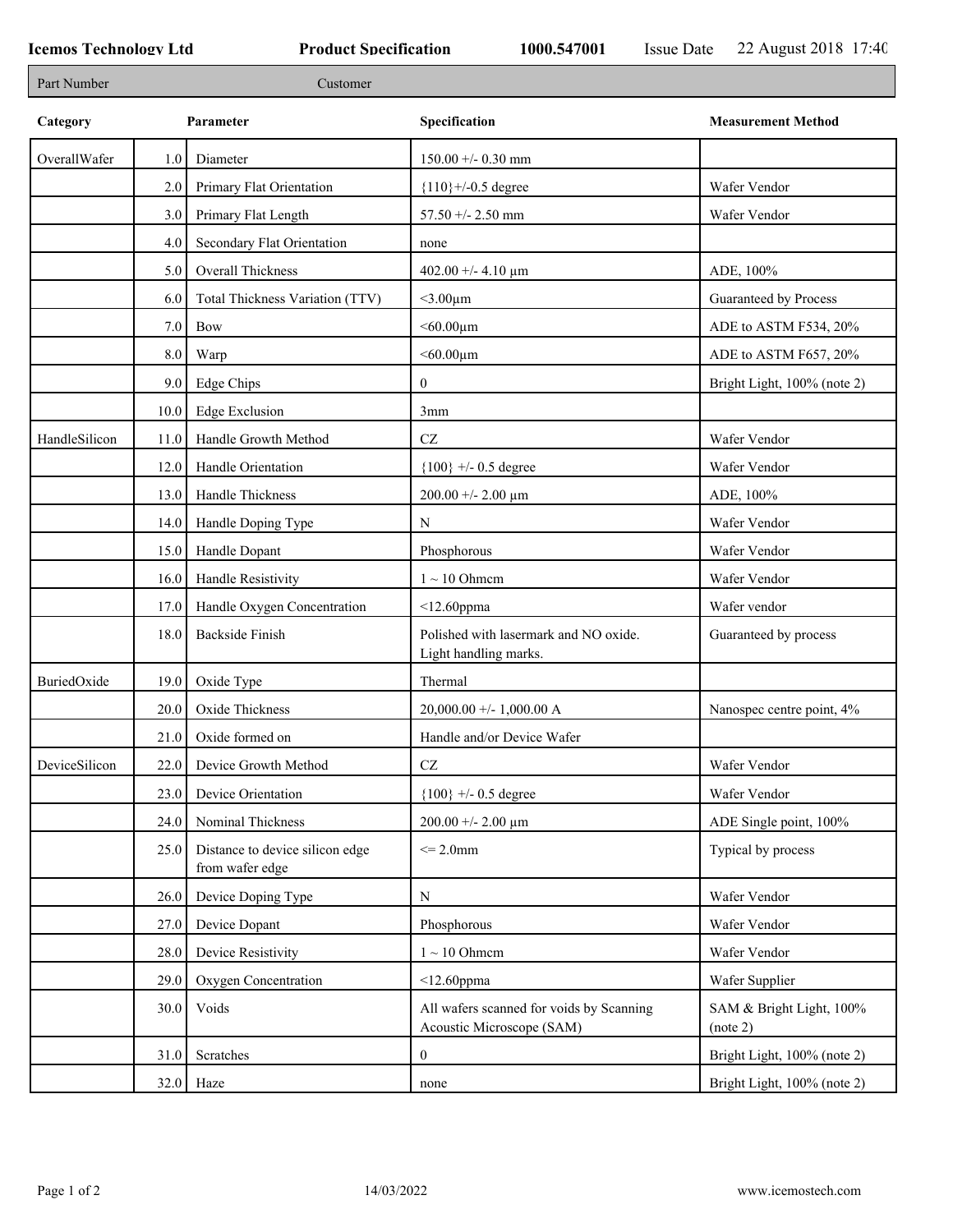**Icemos Technology Ltd** | **Product Specification** | **1000.547001** | Issue Date 22 August 2018 17:40

| Part Number | Customer |
|---|---|

| Category | | Parameter | Specification | Measurement Method |
|---|---|---|---|---|
| OverallWafer | 1.0 | Diameter | 150.00 +/- 0.30 mm | |
| | 2.0 | Primary Flat Orientation | {110}+/-0.5 degree | Wafer Vendor |
| | 3.0 | Primary Flat Length | 57.50 +/- 2.50 mm | Wafer Vendor |
| | 4.0 | Secondary Flat Orientation | none | |
| | 5.0 | Overall Thickness | 402.00 +/- 4.10 µm | ADE, 100% |
| | 6.0 | Total Thickness Variation (TTV) | <3.00µm | Guaranteed by Process |
| | 7.0 | Bow | <60.00µm | ADE to ASTM F534, 20% |
| | 8.0 | Warp | <60.00µm | ADE to ASTM F657, 20% |
| | 9.0 | Edge Chips | 0 | Bright Light, 100% (note 2) |
| | 10.0 | Edge Exclusion | 3mm | |
| HandleSilicon | 11.0 | Handle Growth Method | CZ | Wafer Vendor |
| | 12.0 | Handle Orientation | {100} +/- 0.5 degree | Wafer Vendor |
| | 13.0 | Handle Thickness | 200.00 +/- 2.00 µm | ADE, 100% |
| | 14.0 | Handle Doping Type | N | Wafer Vendor |
| | 15.0 | Handle Dopant | Phosphorous | Wafer Vendor |
| | 16.0 | Handle Resistivity | 1 ~ 10 Ohmcm | Wafer Vendor |
| | 17.0 | Handle Oxygen Concentration | <12.60ppma | Wafer vendor |
| | 18.0 | Backside Finish | Polished with lasermark and NO oxide. Light handling marks. | Guaranteed by process |
| BuriedOxide | 19.0 | Oxide Type | Thermal | |
| | 20.0 | Oxide Thickness | 20,000.00 +/- 1,000.00 A | Nanospec centre point, 4% |
| | 21.0 | Oxide formed on | Handle and/or Device Wafer | |
| DeviceSilicon | 22.0 | Device Growth Method | CZ | Wafer Vendor |
| | 23.0 | Device Orientation | {100} +/- 0.5 degree | Wafer Vendor |
| | 24.0 | Nominal Thickness | 200.00 +/- 2.00 µm | ADE Single point, 100% |
| | 25.0 | Distance to device silicon edge from wafer edge | <= 2.0mm | Typical by process |
| | 26.0 | Device Doping Type | N | Wafer Vendor |
| | 27.0 | Device Dopant | Phosphorous | Wafer Vendor |
| | 28.0 | Device Resistivity | 1 ~ 10 Ohmcm | Wafer Vendor |
| | 29.0 | Oxygen Concentration | <12.60ppma | Wafer Supplier |
| | 30.0 | Voids | All wafers scanned for voids by Scanning Acoustic Microscope (SAM) | SAM & Bright Light, 100% (note 2) |
| | 31.0 | Scratches | 0 | Bright Light, 100% (note 2) |
| | 32.0 | Haze | none | Bright Light, 100% (note 2) |

14/03/2022 www.icemostech.com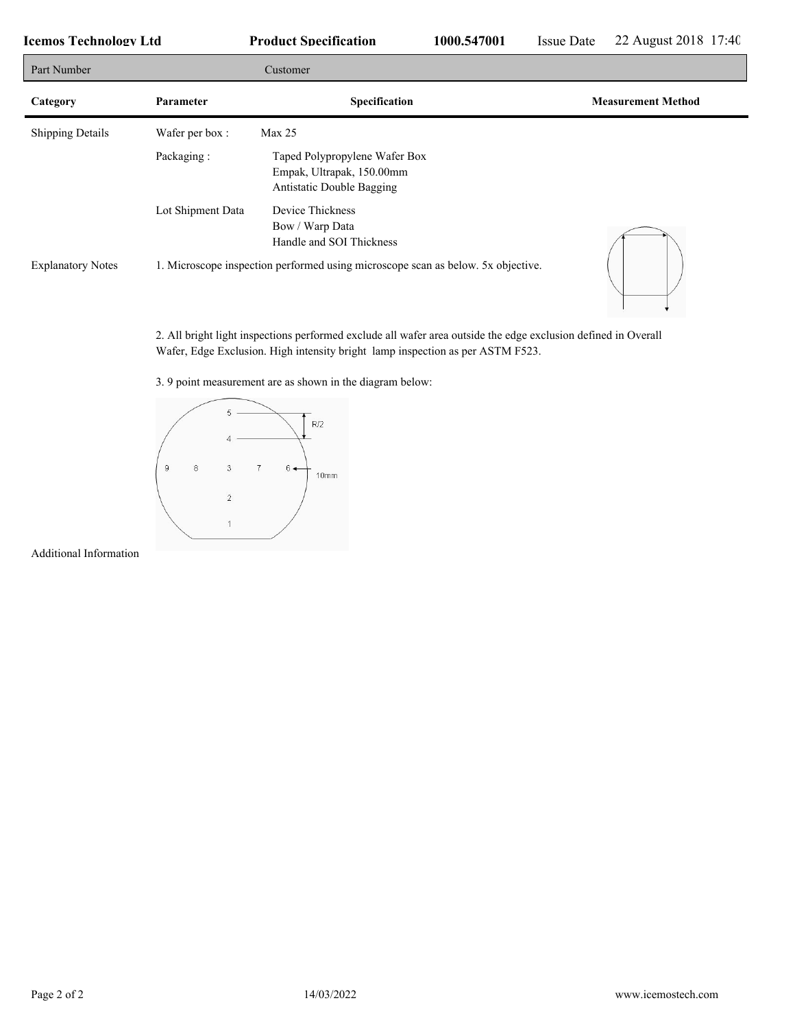| Part Number | | Customer | |
| --- | --- | --- | --- |
| **Category** | **Parameter** | **Specification** | **Measurement Method** |
| Shipping Details | Wafer per box : | Max 25 | |
| | Packaging : | Taped Polypropylene Wafer Box<br>Empak, Ultrapak, 150.00mm<br>Antistatic Double Bagging | |
| | Lot Shipment Data | Device Thickness<br>Bow / Warp Data<br>Handle and SOI Thickness | |
| Explanatory Notes | 1. Microscope inspection performed using microscope scan as below. 5x objective. | | |

2. All bright light inspections performed exclude all wafer area outside the edge exclusion defined in Overall Wafer, Edge Exclusion. High intensity bright lamp inspection as per ASTM F523.

3. 9 point measurement are as shown in the diagram below:

5
4
R/2
9 8 3 7 6
10mm
2
1

Additional Information